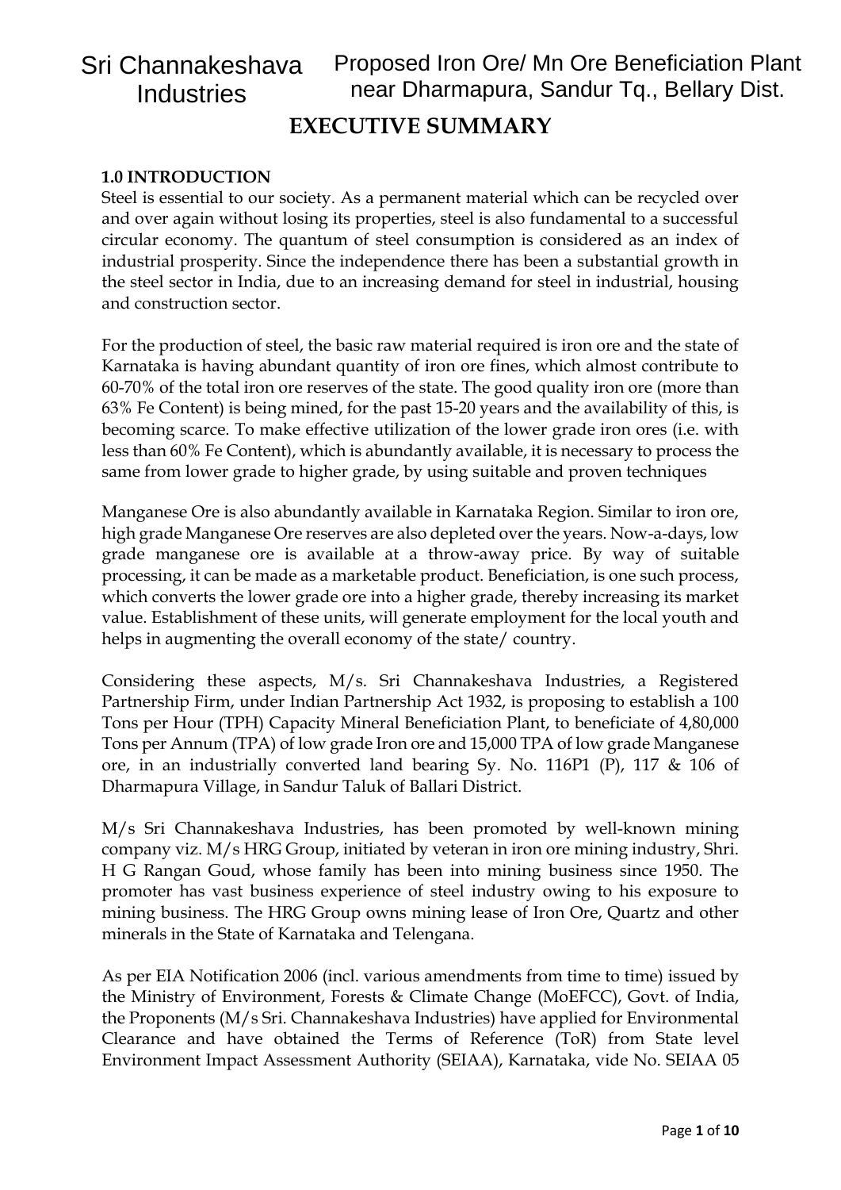# EXECUTIVE SUMMARY

## 1.0 INTRODUCTION

Steel is essential to our society. As a permanent material which can be recycled over and over again without losing its properties, steel is also fundamental to a successful circular economy. The quantum of steel consumption is considered as an index of industrial prosperity. Since the independence there has been a substantial growth in the steel sector in India, due to an increasing demand for steel in industrial, housing and construction sector.

For the production of steel, the basic raw material required is iron ore and the state of Karnataka is having abundant quantity of iron ore fines, which almost contribute to 60-70% of the total iron ore reserves of the state. The good quality iron ore (more than 63% Fe Content) is being mined, for the past 15-20 years and the availability of this, is becoming scarce. To make effective utilization of the lower grade iron ores (i.e. with less than 60% Fe Content), which is abundantly available, it is necessary to process the same from lower grade to higher grade, by using suitable and proven techniques

Manganese Ore is also abundantly available in Karnataka Region. Similar to iron ore, high grade Manganese Ore reserves are also depleted over the years. Now-a-days, low grade manganese ore is available at a throw-away price. By way of suitable processing, it can be made as a marketable product. Beneficiation, is one such process, which converts the lower grade ore into a higher grade, thereby increasing its market value. Establishment of these units, will generate employment for the local youth and helps in augmenting the overall economy of the state/ country.

Considering these aspects, M/s. Sri Channakeshava Industries, a Registered Partnership Firm, under Indian Partnership Act 1932, is proposing to establish a 100 Tons per Hour (TPH) Capacity Mineral Beneficiation Plant, to beneficiate of 4,80,000 Tons per Annum (TPA) of low grade Iron ore and 15,000 TPA of low grade Manganese ore, in an industrially converted land bearing Sy. No. 116P1 (P), 117 & 106 of Dharmapura Village, in Sandur Taluk of Ballari District.

M/s Sri Channakeshava Industries, has been promoted by well-known mining company viz. M/s HRG Group, initiated by veteran in iron ore mining industry, Shri. H G Rangan Goud, whose family has been into mining business since 1950. The promoter has vast business experience of steel industry owing to his exposure to mining business. The HRG Group owns mining lease of Iron Ore, Quartz and other minerals in the State of Karnataka and Telengana.

As per EIA Notification 2006 (incl. various amendments from time to time) issued by the Ministry of Environment, Forests & Climate Change (MoEFCC), Govt. of India, the Proponents (M/s Sri. Channakeshava Industries) have applied for Environmental Clearance and have obtained the Terms of Reference (ToR) from State level Environment Impact Assessment Authority (SEIAA), Karnataka, vide No. SEIAA 05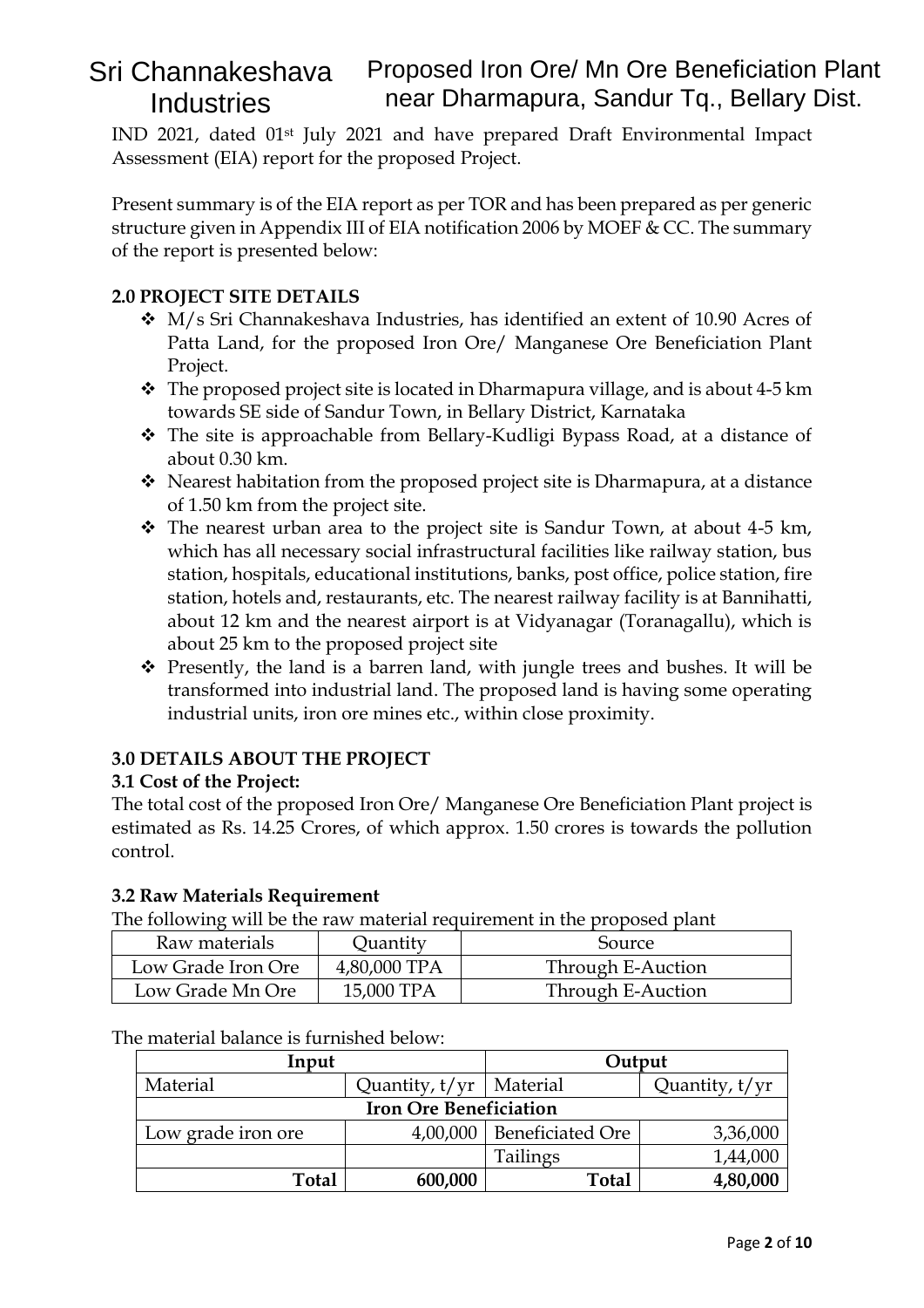IND 2021, dated 01st July 2021 and have prepared Draft Environmental Impact Assessment (EIA) report for the proposed Project.

Present summary is of the EIA report as per TOR and has been prepared as per generic structure given in Appendix III of EIA notification 2006 by MOEF & CC. The summary of the report is presented below:

## 2.0 PROJECT SITE DETAILS

- M/s Sri Channakeshava Industries, has identified an extent of 10.90 Acres of Patta Land, for the proposed Iron Ore/ Manganese Ore Beneficiation Plant Project.
- The proposed project site is located in Dharmapura village, and is about 4-5 km towards SE side of Sandur Town, in Bellary District, Karnataka
- The site is approachable from Bellary-Kudligi Bypass Road, at a distance of about 0.30 km.
- Nearest habitation from the proposed project site is Dharmapura, at a distance of 1.50 km from the project site.
- The nearest urban area to the project site is Sandur Town, at about 4-5 km, which has all necessary social infrastructural facilities like railway station, bus station, hospitals, educational institutions, banks, post office, police station, fire station, hotels and, restaurants, etc. The nearest railway facility is at Bannihatti, about 12 km and the nearest airport is at Vidyanagar (Toranagallu), which is about 25 km to the proposed project site
- Presently, the land is a barren land, with jungle trees and bushes. It will be transformed into industrial land. The proposed land is having some operating industrial units, iron ore mines etc., within close proximity.

## 3.0 DETAILS ABOUT THE PROJECT

### 3.1 Cost of the Project:

The total cost of the proposed Iron Ore/ Manganese Ore Beneficiation Plant project is estimated as Rs. 14.25 Crores, of which approx. 1.50 crores is towards the pollution control.

### 3.2 Raw Materials Requirement

The following will be the raw material requirement in the proposed plant

| Raw materials | Quantity | Source |
|---|---|---|
| Low Grade Iron Ore | 4,80,000 TPA | Through E-Auction |
| Low Grade Mn Ore | 15,000 TPA | Through E-Auction |

The material balance is furnished below:

| Input | | Output | |
|---|---|---|---|
| Material | Quantity, t/yr | Material | Quantity, t/yr |
| **Iron Ore Beneficiation** | | | |
| Low grade iron ore | 4,00,000 | Beneficiated Ore | 3,36,000 |
| | | Tailings | 1,44,000 |
| **Total** | **600,000** | **Total** | **4,80,000** |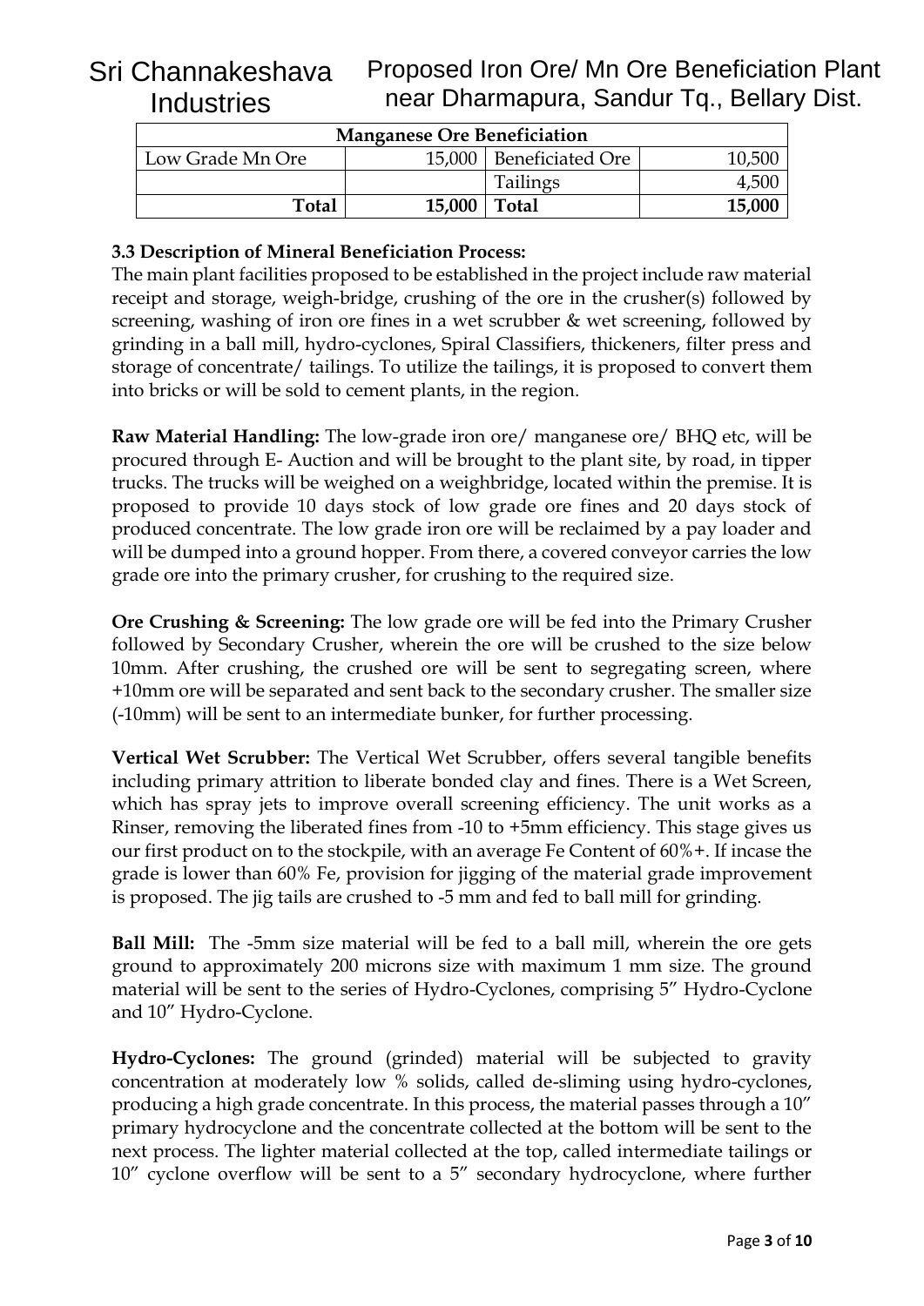| Manganese Ore Beneficiation | | | |
|---|---|---|---|
| Low Grade Mn Ore | 15,000 | Beneficiated Ore | 10,500 |
| | | Tailings | 4,500 |
| **Total** | **15,000** | **Total** | **15,000** |

**3.3 Description of Mineral Beneficiation Process:**

The main plant facilities proposed to be established in the project include raw material receipt and storage, weigh-bridge, crushing of the ore in the crusher(s) followed by screening, washing of iron ore fines in a wet scrubber & wet screening, followed by grinding in a ball mill, hydro-cyclones, Spiral Classifiers, thickeners, filter press and storage of concentrate/ tailings. To utilize the tailings, it is proposed to convert them into bricks or will be sold to cement plants, in the region.

**Raw Material Handling:** The low-grade iron ore/ manganese ore/ BHQ etc, will be procured through E- Auction and will be brought to the plant site, by road, in tipper trucks. The trucks will be weighed on a weighbridge, located within the premise. It is proposed to provide 10 days stock of low grade ore fines and 20 days stock of produced concentrate. The low grade iron ore will be reclaimed by a pay loader and will be dumped into a ground hopper. From there, a covered conveyor carries the low grade ore into the primary crusher, for crushing to the required size.

**Ore Crushing & Screening:** The low grade ore will be fed into the Primary Crusher followed by Secondary Crusher, wherein the ore will be crushed to the size below 10mm. After crushing, the crushed ore will be sent to segregating screen, where +10mm ore will be separated and sent back to the secondary crusher. The smaller size (-10mm) will be sent to an intermediate bunker, for further processing.

**Vertical Wet Scrubber:** The Vertical Wet Scrubber, offers several tangible benefits including primary attrition to liberate bonded clay and fines. There is a Wet Screen, which has spray jets to improve overall screening efficiency. The unit works as a Rinser, removing the liberated fines from -10 to +5mm efficiency. This stage gives us our first product on to the stockpile, with an average Fe Content of 60%+. If incase the grade is lower than 60% Fe, provision for jigging of the material grade improvement is proposed. The jig tails are crushed to -5 mm and fed to ball mill for grinding.

**Ball Mill:** The -5mm size material will be fed to a ball mill, wherein the ore gets ground to approximately 200 microns size with maximum 1 mm size. The ground material will be sent to the series of Hydro-Cyclones, comprising 5" Hydro-Cyclone and 10" Hydro-Cyclone.

**Hydro-Cyclones:** The ground (grinded) material will be subjected to gravity concentration at moderately low % solids, called de-sliming using hydro-cyclones, producing a high grade concentrate. In this process, the material passes through a 10" primary hydrocyclone and the concentrate collected at the bottom will be sent to the next process. The lighter material collected at the top, called intermediate tailings or 10" cyclone overflow will be sent to a 5" secondary hydrocyclone, where further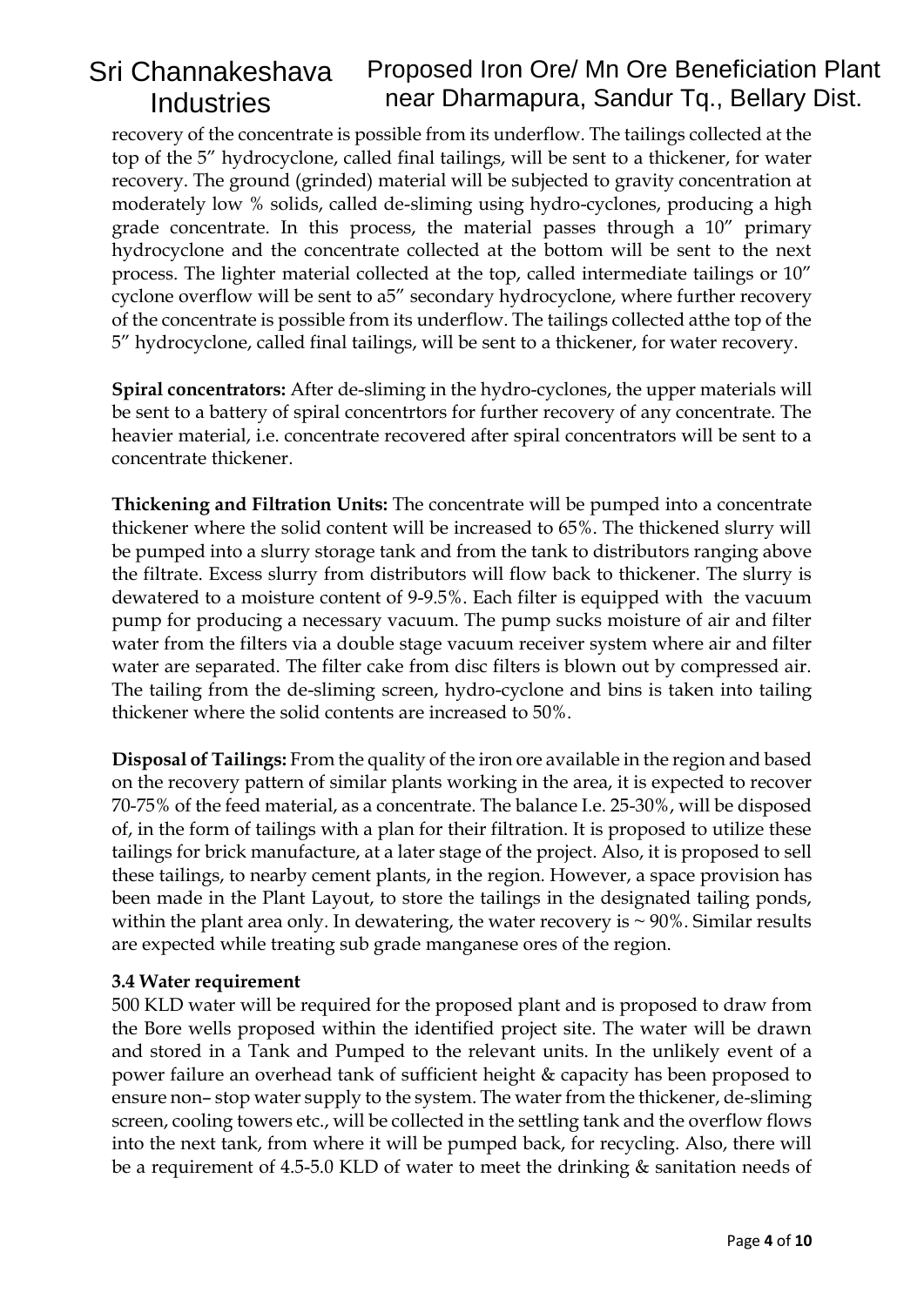recovery of the concentrate is possible from its underflow. The tailings collected at the top of the 5″ hydrocyclone, called final tailings, will be sent to a thickener, for water recovery. The ground (grinded) material will be subjected to gravity concentration at moderately low % solids, called de-sliming using hydro-cyclones, producing a high grade concentrate. In this process, the material passes through a 10″ primary hydrocyclone and the concentrate collected at the bottom will be sent to the next process. The lighter material collected at the top, called intermediate tailings or 10″ cyclone overflow will be sent to a5″ secondary hydrocyclone, where further recovery of the concentrate is possible from its underflow. The tailings collected atthe top of the 5″ hydrocyclone, called final tailings, will be sent to a thickener, for water recovery.

**Spiral concentrators:** After de-sliming in the hydro-cyclones, the upper materials will be sent to a battery of spiral concentrtors for further recovery of any concentrate. The heavier material, i.e. concentrate recovered after spiral concentrators will be sent to a concentrate thickener.

**Thickening and Filtration Units:** The concentrate will be pumped into a concentrate thickener where the solid content will be increased to 65%. The thickened slurry will be pumped into a slurry storage tank and from the tank to distributors ranging above the filtrate. Excess slurry from distributors will flow back to thickener. The slurry is dewatered to a moisture content of 9-9.5%. Each filter is equipped with the vacuum pump for producing a necessary vacuum. The pump sucks moisture of air and filter water from the filters via a double stage vacuum receiver system where air and filter water are separated. The filter cake from disc filters is blown out by compressed air. The tailing from the de-sliming screen, hydro-cyclone and bins is taken into tailing thickener where the solid contents are increased to 50%.

**Disposal of Tailings:** From the quality of the iron ore available in the region and based on the recovery pattern of similar plants working in the area, it is expected to recover 70-75% of the feed material, as a concentrate. The balance I.e. 25-30%, will be disposed of, in the form of tailings with a plan for their filtration. It is proposed to utilize these tailings for brick manufacture, at a later stage of the project. Also, it is proposed to sell these tailings, to nearby cement plants, in the region. However, a space provision has been made in the Plant Layout, to store the tailings in the designated tailing ponds, within the plant area only. In dewatering, the water recovery is ~ 90%. Similar results are expected while treating sub grade manganese ores of the region.

### 3.4 Water requirement

500 KLD water will be required for the proposed plant and is proposed to draw from the Bore wells proposed within the identified project site. The water will be drawn and stored in a Tank and Pumped to the relevant units. In the unlikely event of a power failure an overhead tank of sufficient height & capacity has been proposed to ensure non– stop water supply to the system. The water from the thickener, de-sliming screen, cooling towers etc., will be collected in the settling tank and the overflow flows into the next tank, from where it will be pumped back, for recycling. Also, there will be a requirement of 4.5-5.0 KLD of water to meet the drinking & sanitation needs of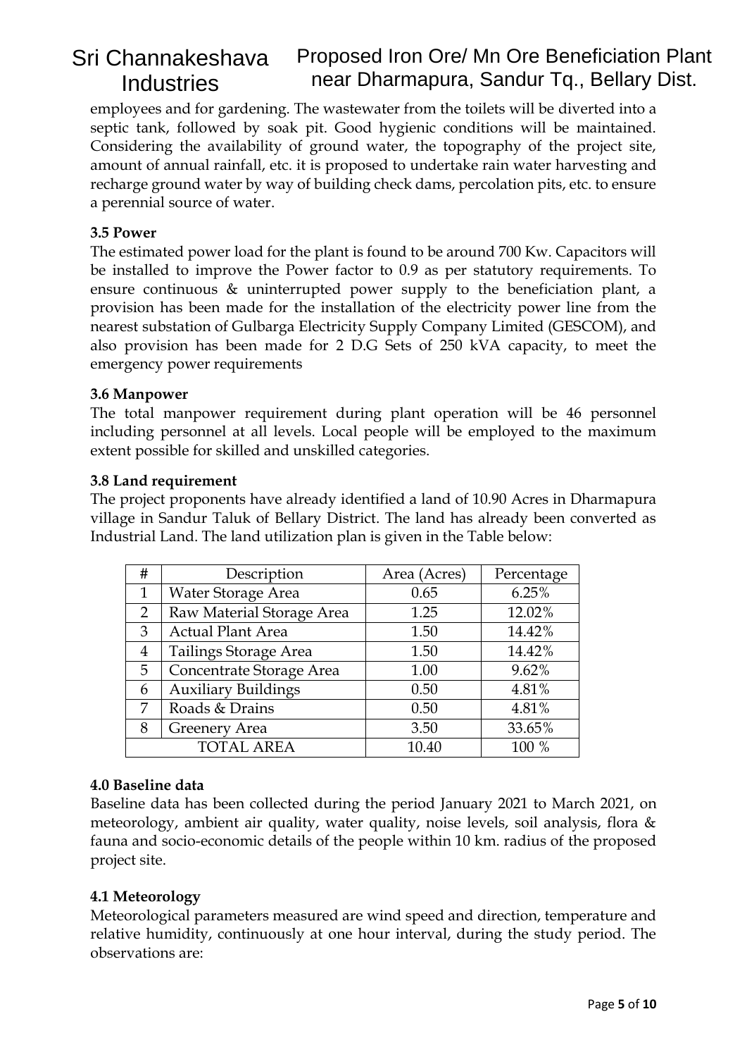employees and for gardening. The wastewater from the toilets will be diverted into a septic tank, followed by soak pit. Good hygienic conditions will be maintained. Considering the availability of ground water, the topography of the project site, amount of annual rainfall, etc. it is proposed to undertake rain water harvesting and recharge ground water by way of building check dams, percolation pits, etc. to ensure a perennial source of water.

### 3.5 Power

The estimated power load for the plant is found to be around 700 Kw. Capacitors will be installed to improve the Power factor to 0.9 as per statutory requirements. To ensure continuous & uninterrupted power supply to the beneficiation plant, a provision has been made for the installation of the electricity power line from the nearest substation of Gulbarga Electricity Supply Company Limited (GESCOM), and also provision has been made for 2 D.G Sets of 250 kVA capacity, to meet the emergency power requirements

### 3.6 Manpower

The total manpower requirement during plant operation will be 46 personnel including personnel at all levels. Local people will be employed to the maximum extent possible for skilled and unskilled categories.

### 3.8 Land requirement

The project proponents have already identified a land of 10.90 Acres in Dharmapura village in Sandur Taluk of Bellary District. The land has already been converted as Industrial Land. The land utilization plan is given in the Table below:

| # | Description | Area (Acres) | Percentage |
|---|---|---|---|
| 1 | Water Storage Area | 0.65 | 6.25% |
| 2 | Raw Material Storage Area | 1.25 | 12.02% |
| 3 | Actual Plant Area | 1.50 | 14.42% |
| 4 | Tailings Storage Area | 1.50 | 14.42% |
| 5 | Concentrate Storage Area | 1.00 | 9.62% |
| 6 | Auxiliary Buildings | 0.50 | 4.81% |
| 7 | Roads & Drains | 0.50 | 4.81% |
| 8 | Greenery Area | 3.50 | 33.65% |
| | TOTAL AREA | 10.40 | 100 % |

### 4.0 Baseline data

Baseline data has been collected during the period January 2021 to March 2021, on meteorology, ambient air quality, water quality, noise levels, soil analysis, flora & fauna and socio-economic details of the people within 10 km. radius of the proposed project site.

### 4.1 Meteorology

Meteorological parameters measured are wind speed and direction, temperature and relative humidity, continuously at one hour interval, during the study period. The observations are: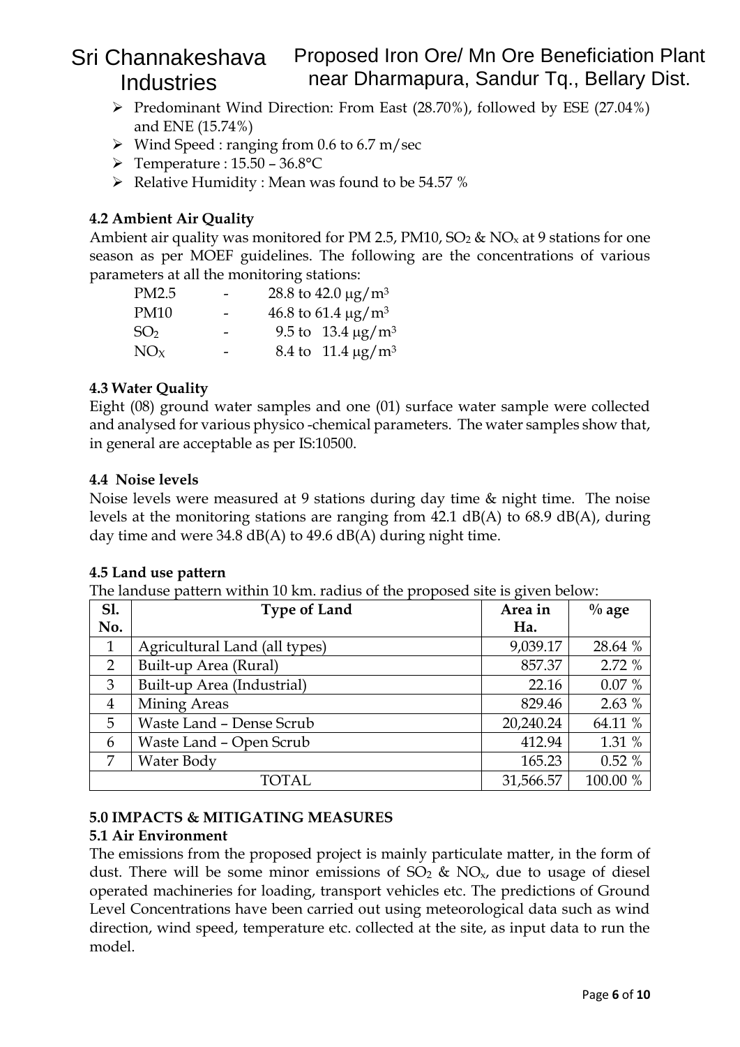- Predominant Wind Direction: From East (28.70%), followed by ESE (27.04%) and ENE (15.74%)
- Wind Speed : ranging from 0.6 to 6.7 m/sec
- Temperature : 15.50 – 36.8°C
- Relative Humidity : Mean was found to be 54.57 %

### 4.2 Ambient Air Quality

Ambient air quality was monitored for PM 2.5, PM10, $SO_2$ & $NO_x$ at 9 stations for one season as per MOEF guidelines. The following are the concentrations of various parameters at all the monitoring stations:

| | | |
|---|---|---|
| PM2.5 | - | 28.8 to 42.0 μg/m³ |
| PM10 | - | 46.8 to 61.4 μg/m³ |
| $SO_2$ | - | 9.5 to 13.4 μg/m³ |
| $NO_X$ | - | 8.4 to 11.4 μg/m³ |

### 4.3 Water Quality

Eight (08) ground water samples and one (01) surface water sample were collected and analysed for various physico -chemical parameters. The water samples show that, in general are acceptable as per IS:10500.

### 4.4 Noise levels

Noise levels were measured at 9 stations during day time & night time. The noise levels at the monitoring stations are ranging from 42.1 dB(A) to 68.9 dB(A), during day time and were 34.8 dB(A) to 49.6 dB(A) during night time.

### 4.5 Land use pattern

The landuse pattern within 10 km. radius of the proposed site is given below:

| Sl. No. | Type of Land | Area in Ha. | % age |
|---|---|---|---|
| 1 | Agricultural Land (all types) | 9,039.17 | 28.64 % |
| 2 | Built-up Area (Rural) | 857.37 | 2.72 % |
| 3 | Built-up Area (Industrial) | 22.16 | 0.07 % |
| 4 | Mining Areas | 829.46 | 2.63 % |
| 5 | Waste Land – Dense Scrub | 20,240.24 | 64.11 % |
| 6 | Waste Land – Open Scrub | 412.94 | 1.31 % |
| 7 | Water Body | 165.23 | 0.52 % |
| | TOTAL | 31,566.57 | 100.00 % |

## 5.0 IMPACTS & MITIGATING MEASURES

### 5.1 Air Environment

The emissions from the proposed project is mainly particulate matter, in the form of dust. There will be some minor emissions of $SO_2$ & $NO_x$, due to usage of diesel operated machineries for loading, transport vehicles etc. The predictions of Ground Level Concentrations have been carried out using meteorological data such as wind direction, wind speed, temperature etc. collected at the site, as input data to run the model.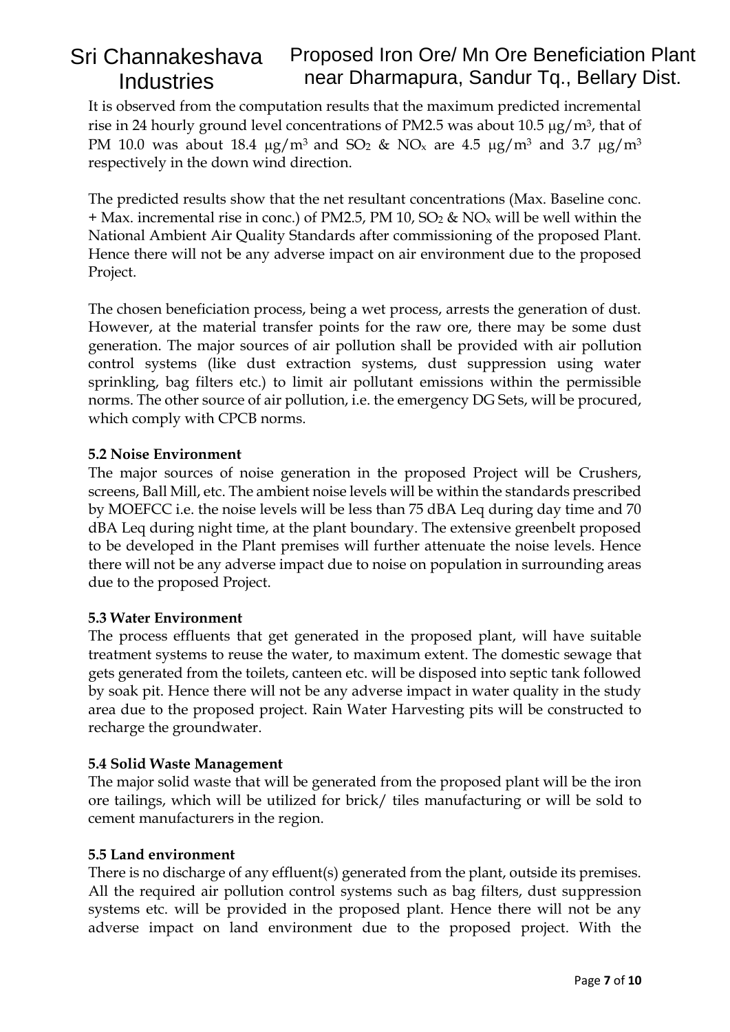It is observed from the computation results that the maximum predicted incremental rise in 24 hourly ground level concentrations of PM2.5 was about 10.5 $\mu g/m^3$, that of PM 10.0 was about 18.4 $\mu g/m^3$ and $SO_2$ & $NO_x$ are 4.5 $\mu g/m^3$ and 3.7 $\mu g/m^3$ respectively in the down wind direction.

The predicted results show that the net resultant concentrations (Max. Baseline conc. + Max. incremental rise in conc.) of PM2.5, PM 10, $SO_2$ & $NO_x$ will be well within the National Ambient Air Quality Standards after commissioning of the proposed Plant. Hence there will not be any adverse impact on air environment due to the proposed Project.

The chosen beneficiation process, being a wet process, arrests the generation of dust. However, at the material transfer points for the raw ore, there may be some dust generation. The major sources of air pollution shall be provided with air pollution control systems (like dust extraction systems, dust suppression using water sprinkling, bag filters etc.) to limit air pollutant emissions within the permissible norms. The other source of air pollution, i.e. the emergency DG Sets, will be procured, which comply with CPCB norms.

**5.2 Noise Environment**

The major sources of noise generation in the proposed Project will be Crushers, screens, Ball Mill, etc. The ambient noise levels will be within the standards prescribed by MOEFCC i.e. the noise levels will be less than 75 dBA Leq during day time and 70 dBA Leq during night time, at the plant boundary. The extensive greenbelt proposed to be developed in the Plant premises will further attenuate the noise levels. Hence there will not be any adverse impact due to noise on population in surrounding areas due to the proposed Project.

**5.3 Water Environment**

The process effluents that get generated in the proposed plant, will have suitable treatment systems to reuse the water, to maximum extent. The domestic sewage that gets generated from the toilets, canteen etc. will be disposed into septic tank followed by soak pit. Hence there will not be any adverse impact in water quality in the study area due to the proposed project. Rain Water Harvesting pits will be constructed to recharge the groundwater.

**5.4 Solid Waste Management**

The major solid waste that will be generated from the proposed plant will be the iron ore tailings, which will be utilized for brick/ tiles manufacturing or will be sold to cement manufacturers in the region.

**5.5 Land environment**

There is no discharge of any effluent(s) generated from the plant, outside its premises. All the required air pollution control systems such as bag filters, dust suppression systems etc. will be provided in the proposed plant. Hence there will not be any adverse impact on land environment due to the proposed project. With the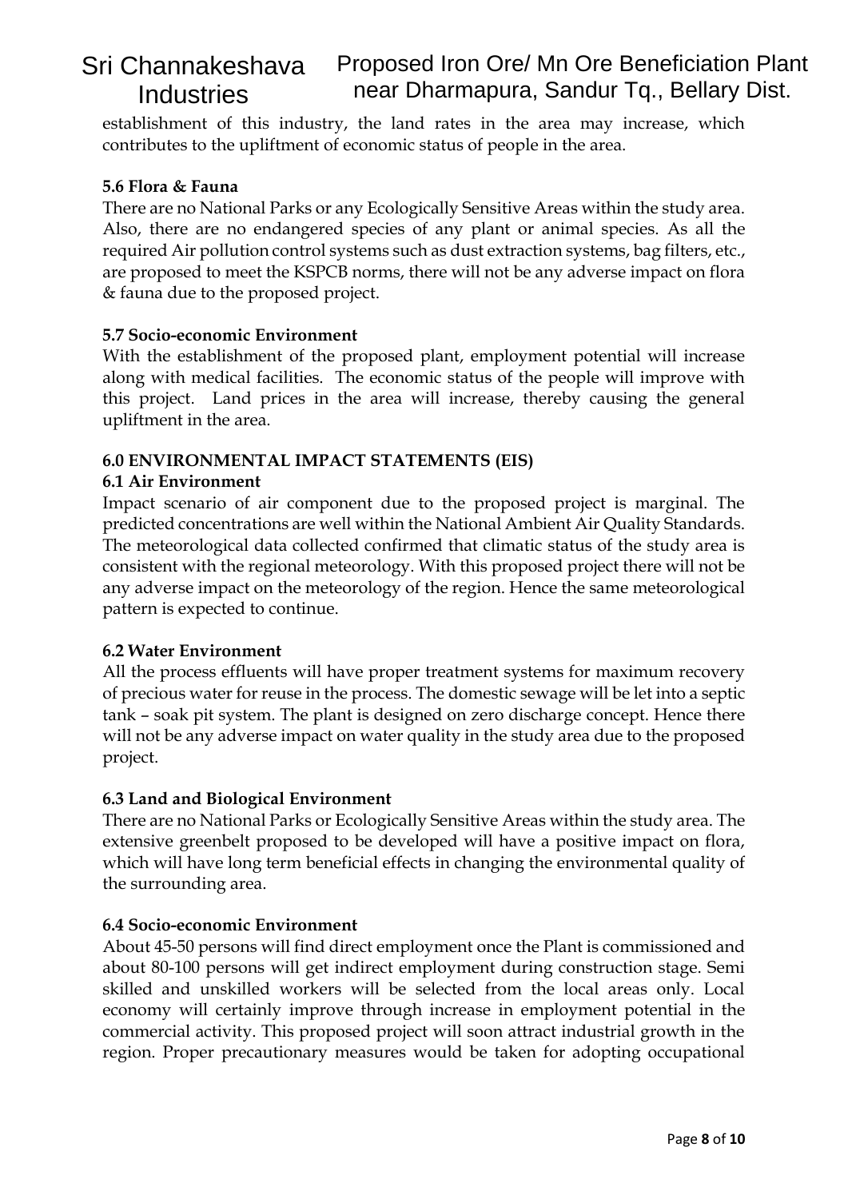establishment of this industry, the land rates in the area may increase, which contributes to the upliftment of economic status of people in the area.

**5.6 Flora & Fauna**

There are no National Parks or any Ecologically Sensitive Areas within the study area. Also, there are no endangered species of any plant or animal species. As all the required Air pollution control systems such as dust extraction systems, bag filters, etc., are proposed to meet the KSPCB norms, there will not be any adverse impact on flora & fauna due to the proposed project.

**5.7 Socio-economic Environment**

With the establishment of the proposed plant, employment potential will increase along with medical facilities. The economic status of the people will improve with this project. Land prices in the area will increase, thereby causing the general upliftment in the area.

**6.0 ENVIRONMENTAL IMPACT STATEMENTS (EIS)**

**6.1 Air Environment**

Impact scenario of air component due to the proposed project is marginal. The predicted concentrations are well within the National Ambient Air Quality Standards. The meteorological data collected confirmed that climatic status of the study area is consistent with the regional meteorology. With this proposed project there will not be any adverse impact on the meteorology of the region. Hence the same meteorological pattern is expected to continue.

**6.2 Water Environment**

All the process effluents will have proper treatment systems for maximum recovery of precious water for reuse in the process. The domestic sewage will be let into a septic tank – soak pit system. The plant is designed on zero discharge concept. Hence there will not be any adverse impact on water quality in the study area due to the proposed project.

**6.3 Land and Biological Environment**

There are no National Parks or Ecologically Sensitive Areas within the study area. The extensive greenbelt proposed to be developed will have a positive impact on flora, which will have long term beneficial effects in changing the environmental quality of the surrounding area.

**6.4 Socio-economic Environment**

About 45-50 persons will find direct employment once the Plant is commissioned and about 80-100 persons will get indirect employment during construction stage. Semi skilled and unskilled workers will be selected from the local areas only. Local economy will certainly improve through increase in employment potential in the commercial activity. This proposed project will soon attract industrial growth in the region. Proper precautionary measures would be taken for adopting occupational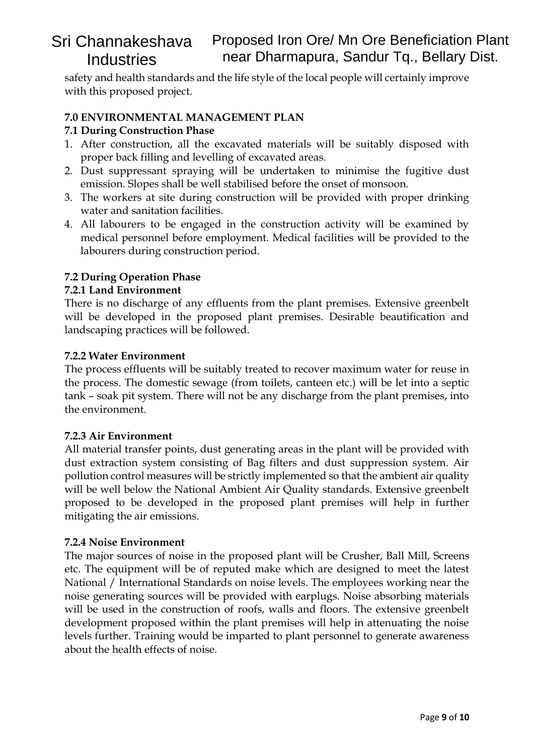safety and health standards and the life style of the local people will certainly improve with this proposed project.

## 7.0 ENVIRONMENTAL MANAGEMENT PLAN

### 7.1 During Construction Phase

1. After construction, all the excavated materials will be suitably disposed with proper back filling and levelling of excavated areas.
2. Dust suppressant spraying will be undertaken to minimise the fugitive dust emission. Slopes shall be well stabilised before the onset of monsoon.
3. The workers at site during construction will be provided with proper drinking water and sanitation facilities.
4. All labourers to be engaged in the construction activity will be examined by medical personnel before employment. Medical facilities will be provided to the labourers during construction period.

### 7.2 During Operation Phase

#### 7.2.1 Land Environment

There is no discharge of any effluents from the plant premises. Extensive greenbelt will be developed in the proposed plant premises. Desirable beautification and landscaping practices will be followed.

#### 7.2.2 Water Environment

The process effluents will be suitably treated to recover maximum water for reuse in the process. The domestic sewage (from toilets, canteen etc.) will be let into a septic tank – soak pit system. There will not be any discharge from the plant premises, into the environment.

#### 7.2.3 Air Environment

All material transfer points, dust generating areas in the plant will be provided with dust extraction system consisting of Bag filters and dust suppression system. Air pollution control measures will be strictly implemented so that the ambient air quality will be well below the National Ambient Air Quality standards. Extensive greenbelt proposed to be developed in the proposed plant premises will help in further mitigating the air emissions.

#### 7.2.4 Noise Environment

The major sources of noise in the proposed plant will be Crusher, Ball Mill, Screens etc. The equipment will be of reputed make which are designed to meet the latest National / International Standards on noise levels. The employees working near the noise generating sources will be provided with earplugs. Noise absorbing materials will be used in the construction of roofs, walls and floors. The extensive greenbelt development proposed within the plant premises will help in attenuating the noise levels further. Training would be imparted to plant personnel to generate awareness about the health effects of noise.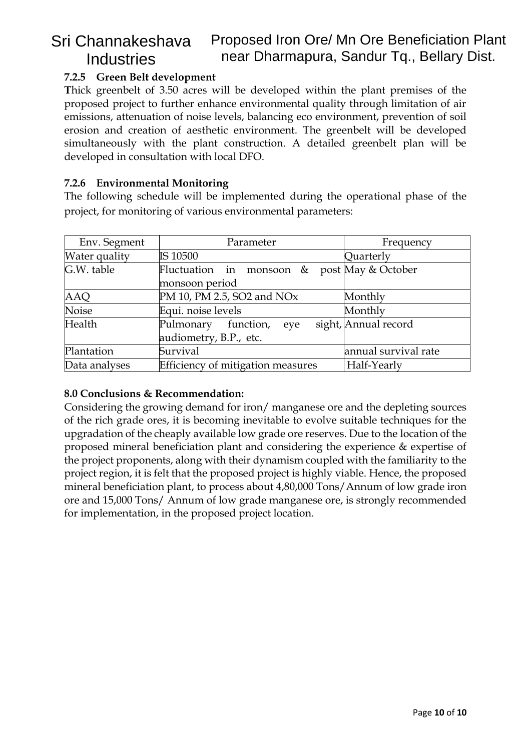### 7.2.5 Green Belt development

**T**hick greenbelt of 3.50 acres will be developed within the plant premises of the proposed project to further enhance environmental quality through limitation of air emissions, attenuation of noise levels, balancing eco environment, prevention of soil erosion and creation of aesthetic environment. The greenbelt will be developed simultaneously with the plant construction. A detailed greenbelt plan will be developed in consultation with local DFO.

### 7.2.6 Environmental Monitoring

The following schedule will be implemented during the operational phase of the project, for monitoring of various environmental parameters:

| Env. Segment | Parameter | Frequency |
|---|---|---|
| Water quality | IS 10500 | Quarterly |
| G.W. table | Fluctuation in monsoon & post monsoon period | May & October |
| AAQ | PM 10, PM 2.5, SO2 and NOx | Monthly |
| Noise | Equi. noise levels | Monthly |
| Health | Pulmonary function, eye sight, audiometry, B.P., etc. | Annual record |
| Plantation | Survival | annual survival rate |
| Data analyses | Efficiency of mitigation measures | Half-Yearly |

### 8.0 Conclusions & Recommendation:

Considering the growing demand for iron/ manganese ore and the depleting sources of the rich grade ores, it is becoming inevitable to evolve suitable techniques for the upgradation of the cheaply available low grade ore reserves. Due to the location of the proposed mineral beneficiation plant and considering the experience & expertise of the project proponents, along with their dynamism coupled with the familiarity to the project region, it is felt that the proposed project is highly viable. Hence, the proposed mineral beneficiation plant, to process about 4,80,000 Tons/Annum of low grade iron ore and 15,000 Tons/ Annum of low grade manganese ore, is strongly recommended for implementation, in the proposed project location.